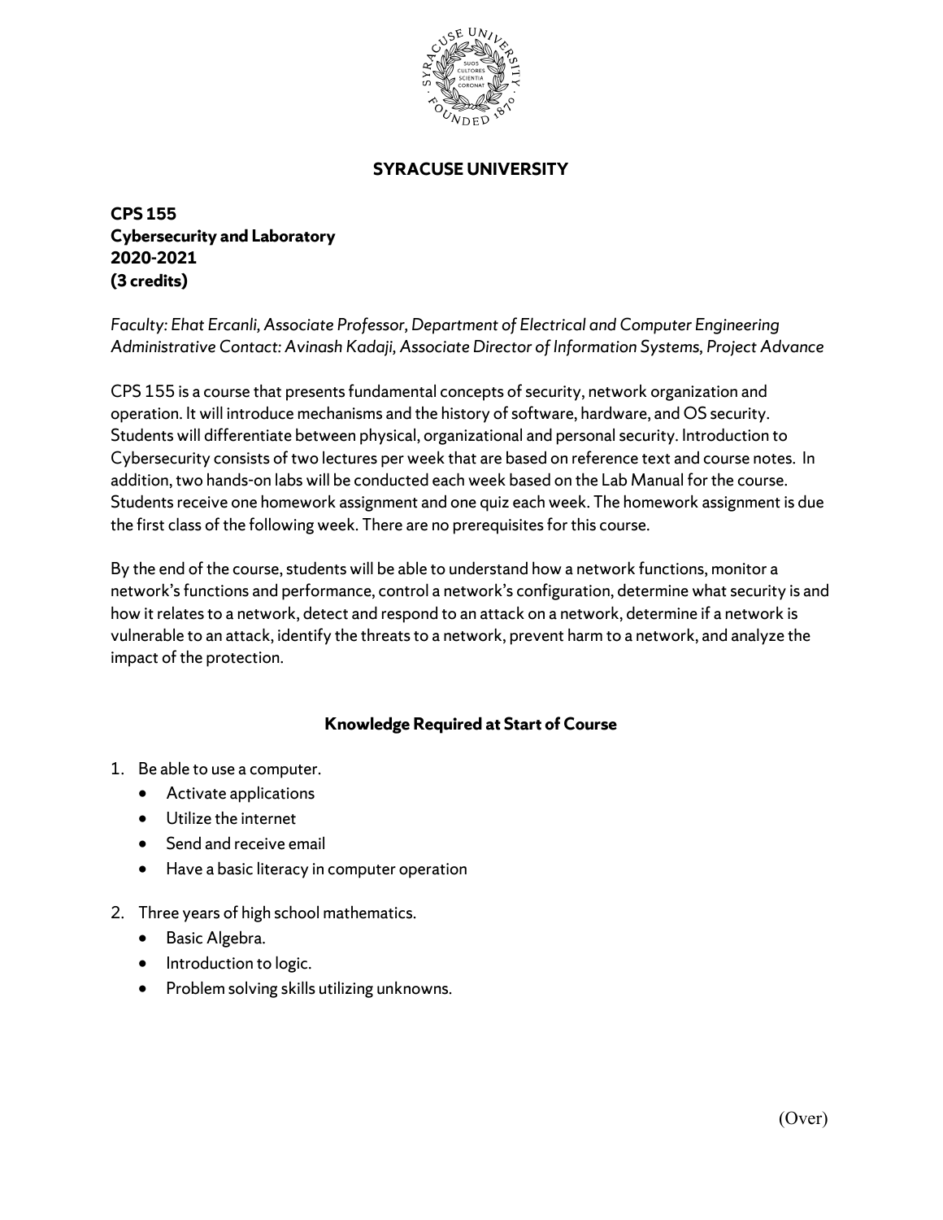# SYRACUSE UNIVERSITY

**CPS 155**
**Cybersecurity and Laboratory**
**2020-2021**
**(3 credits)**

*Faculty: Ehat Ercanli, Associate Professor, Department of Electrical and Computer Engineering*
*Administrative Contact: Avinash Kadaji, Associate Director of Information Systems, Project Advance*

CPS 155 is a course that presents fundamental concepts of security, network organization and operation. It will introduce mechanisms and the history of software, hardware, and OS security. Students will differentiate between physical, organizational and personal security. Introduction to Cybersecurity consists of two lectures per week that are based on reference text and course notes. In addition, two hands-on labs will be conducted each week based on the Lab Manual for the course. Students receive one homework assignment and one quiz each week. The homework assignment is due the first class of the following week. There are no prerequisites for this course.

By the end of the course, students will be able to understand how a network functions, monitor a network's functions and performance, control a network's configuration, determine what security is and how it relates to a network, detect and respond to an attack on a network, determine if a network is vulnerable to an attack, identify the threats to a network, prevent harm to a network, and analyze the impact of the protection.

## Knowledge Required at Start of Course

1. Be able to use a computer.
   - Activate applications
   - Utilize the internet
   - Send and receive email
   - Have a basic literacy in computer operation
2. Three years of high school mathematics.
   - Basic Algebra.
   - Introduction to logic.
   - Problem solving skills utilizing unknowns.

(Over)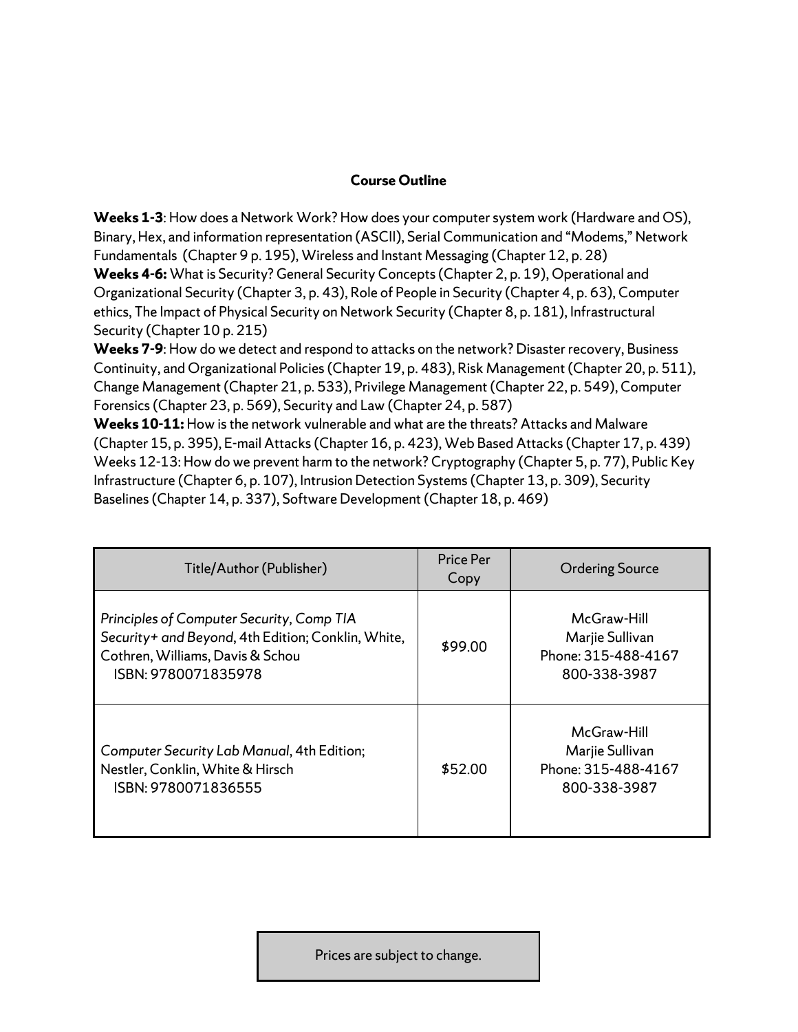**Course Outline**

**Weeks 1-3**: How does a Network Work? How does your computer system work (Hardware and OS), Binary, Hex, and information representation (ASCII), Serial Communication and "Modems," Network Fundamentals (Chapter 9 p. 195), Wireless and Instant Messaging (Chapter 12, p. 28)
**Weeks 4-6:** What is Security? General Security Concepts (Chapter 2, p. 19), Operational and Organizational Security (Chapter 3, p. 43), Role of People in Security (Chapter 4, p. 63), Computer ethics, The Impact of Physical Security on Network Security (Chapter 8, p. 181), Infrastructural Security (Chapter 10 p. 215)
**Weeks 7-9**: How do we detect and respond to attacks on the network? Disaster recovery, Business Continuity, and Organizational Policies (Chapter 19, p. 483), Risk Management (Chapter 20, p. 511), Change Management (Chapter 21, p. 533), Privilege Management (Chapter 22, p. 549), Computer Forensics (Chapter 23, p. 569), Security and Law (Chapter 24, p. 587)
**Weeks 10-11:** How is the network vulnerable and what are the threats? Attacks and Malware (Chapter 15, p. 395), E-mail Attacks (Chapter 16, p. 423), Web Based Attacks (Chapter 17, p. 439)
Weeks 12-13: How do we prevent harm to the network? Cryptography (Chapter 5, p. 77), Public Key Infrastructure (Chapter 6, p. 107), Intrusion Detection Systems (Chapter 13, p. 309), Security Baselines (Chapter 14, p. 337), Software Development (Chapter 18, p. 469)

| Title/Author (Publisher) | Price Per Copy | Ordering Source |
|---|---|---|
| *Principles of Computer Security, Comp TIA Security+ and Beyond*, 4th Edition; Conklin, White, Cothren, Williams, Davis & Schou ISBN: 9780071835978 | $99.00 | McGraw-Hill Marjie Sullivan Phone: 315-488-4167 800-338-3987 |
| *Computer Security Lab Manual*, 4th Edition; Nestler, Conklin, White & Hirsch ISBN: 9780071836555 | $52.00 | McGraw-Hill Marjie Sullivan Phone: 315-488-4167 800-338-3987 |

Prices are subject to change.